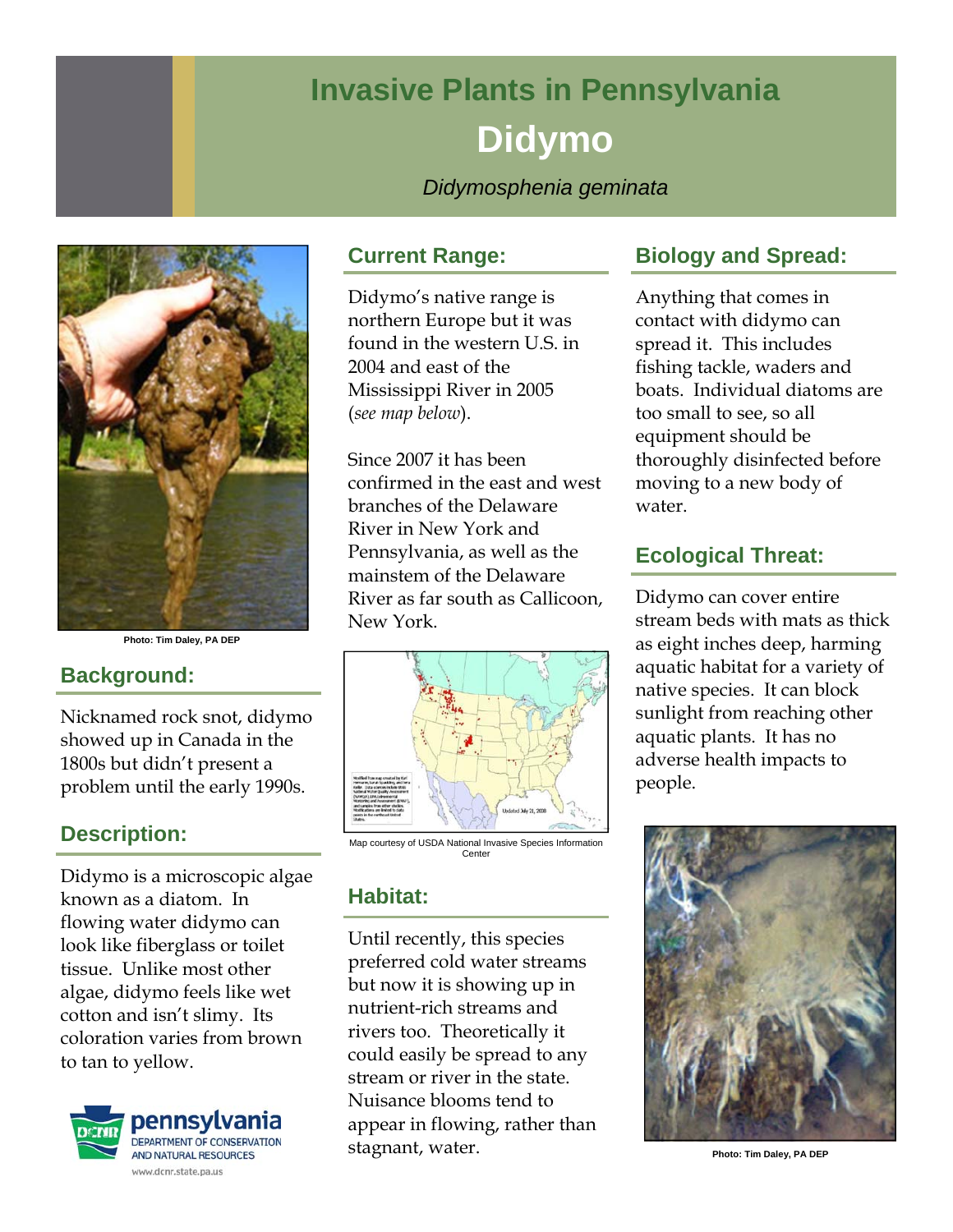# Invasive Plants in Pennsylvania

# Didymo

*Didymosphenia geminata*

Photo: Tim Daley, PA DEP

## Background:

Nicknamed rock snot, didymo showed up in Canada in the 1800s but didn't present a problem until the early 1990s.

## Description:

Didymo is a microscopic algae known as a diatom. In flowing water didymo can look like fiberglass or toilet tissue. Unlike most other algae, didymo feels like wet cotton and isn't slimy. Its coloration varies from brown to tan to yellow.

pennsylvania
DEPARTMENT OF CONSERVATION AND NATURAL RESOURCES
www.dcnr.state.pa.us

## Current Range:

Didymo's native range is northern Europe but it was found in the western U.S. in 2004 and east of the Mississippi River in 2005 (*see map below*).

Since 2007 it has been confirmed in the east and west branches of the Delaware River in New York and Pennsylvania, as well as the mainstem of the Delaware River as far south as Callicoon, New York.

Updated July 21, 2008

Map courtesy of USDA National Invasive Species Information Center

## Habitat:

Until recently, this species preferred cold water streams but now it is showing up in nutrient-rich streams and rivers too. Theoretically it could easily be spread to any stream or river in the state. Nuisance blooms tend to appear in flowing, rather than stagnant, water.

## Biology and Spread:

Anything that comes in contact with didymo can spread it. This includes fishing tackle, waders and boats. Individual diatoms are too small to see, so all equipment should be thoroughly disinfected before moving to a new body of water.

## Ecological Threat:

Didymo can cover entire stream beds with mats as thick as eight inches deep, harming aquatic habitat for a variety of native species. It can block sunlight from reaching other aquatic plants. It has no adverse health impacts to people.

Photo: Tim Daley, PA DEP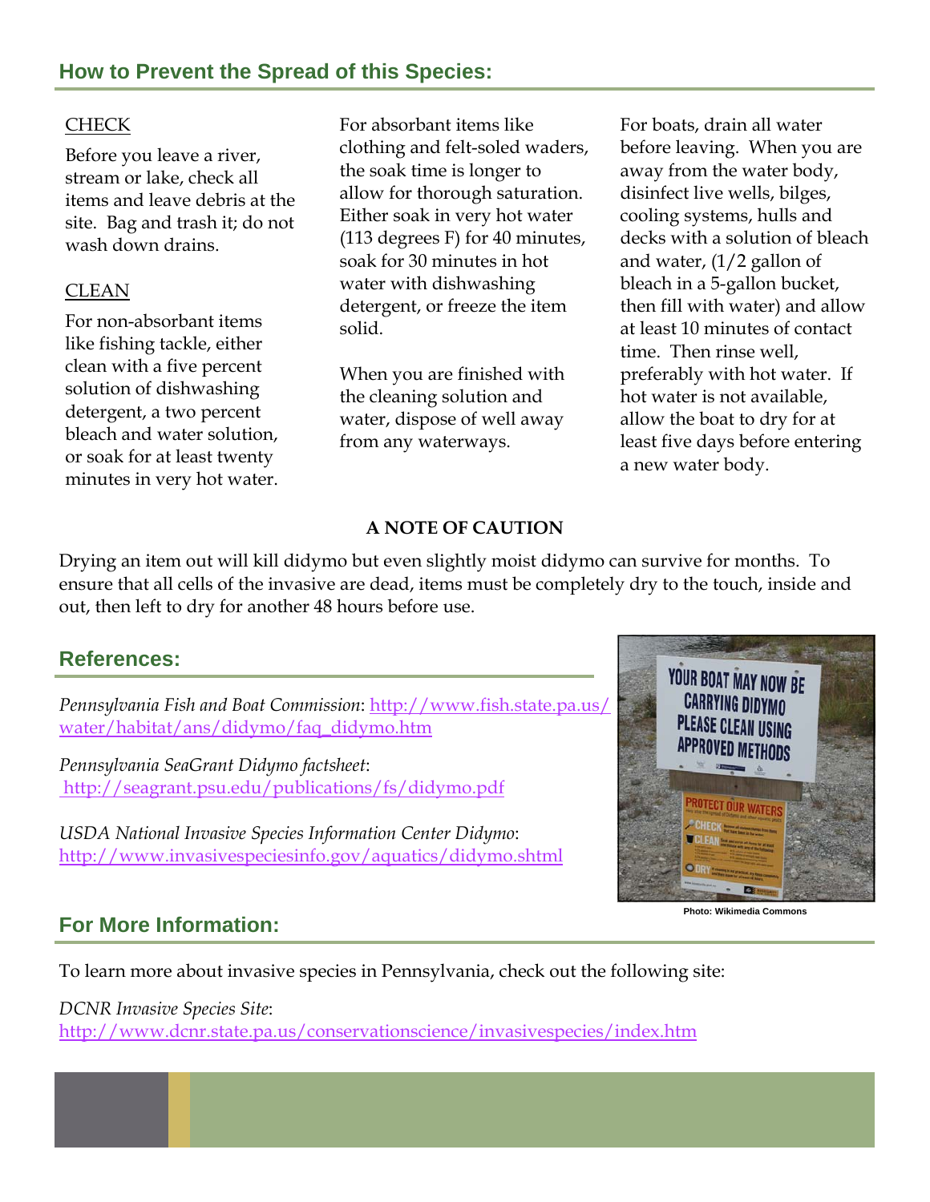## How to Prevent the Spread of this Species:

CHECK

Before you leave a river, stream or lake, check all items and leave debris at the site. Bag and trash it; do not wash down drains.

CLEAN

For non-absorbant items like fishing tackle, either clean with a five percent solution of dishwashing detergent, a two percent bleach and water solution, or soak for at least twenty minutes in very hot water.

For absorbant items like clothing and felt-soled waders, the soak time is longer to allow for thorough saturation. Either soak in very hot water (113 degrees F) for 40 minutes, soak for 30 minutes in hot water with dishwashing detergent, or freeze the item solid.

When you are finished with the cleaning solution and water, dispose of well away from any waterways.

For boats, drain all water before leaving. When you are away from the water body, disinfect live wells, bilges, cooling systems, hulls and decks with a solution of bleach and water, (1/2 gallon of bleach in a 5-gallon bucket, then fill with water) and allow at least 10 minutes of contact time. Then rinse well, preferably with hot water. If hot water is not available, allow the boat to dry for at least five days before entering a new water body.

**A NOTE OF CAUTION**

Drying an item out will kill didymo but even slightly moist didymo can survive for months. To ensure that all cells of the invasive are dead, items must be completely dry to the touch, inside and out, then left to dry for another 48 hours before use.

## References:

*Pennsylvania Fish and Boat Commission*: http://www.fish.state.pa.us/water/habitat/ans/didymo/faq_didymo.htm

*Pennsylvania SeaGrant Didymo factsheet*: http://seagrant.psu.edu/publications/fs/didymo.pdf

*USDA National Invasive Species Information Center Didymo*: http://www.invasivespeciesinfo.gov/aquatics/didymo.shtml

Photo: Wikimedia Commons

## For More Information:

To learn more about invasive species in Pennsylvania, check out the following site:

*DCNR Invasive Species Site*:
http://www.dcnr.state.pa.us/conservationscience/invasivespecies/index.htm